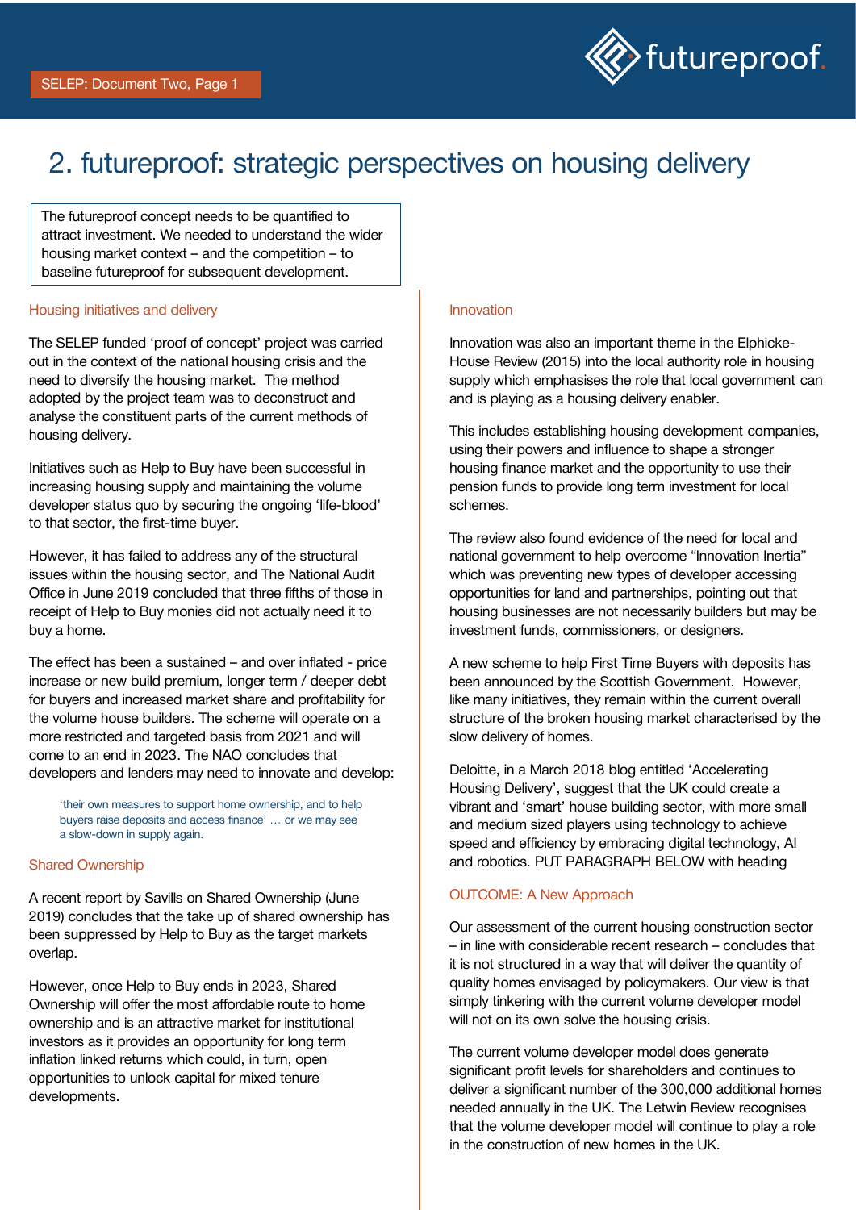# 2. futureproof: strategic perspectives on housing delivery

The futureproof concept needs to be quantified to attract investment. We needed to understand the wider housing market context – and the competition – to baseline futureproof for subsequent development.

### Housing initiatives and delivery

The SELEP funded 'proof of concept' project was carried out in the context of the national housing crisis and the need to diversify the housing market. The method adopted by the project team was to deconstruct and analyse the constituent parts of the current methods of housing delivery.

Initiatives such as Help to Buy have been successful in increasing housing supply and maintaining the volume developer status quo by securing the ongoing 'life-blood' to that sector, the first-time buyer.

However, it has failed to address any of the structural issues within the housing sector, and The National Audit Office in June 2019 concluded that three fifths of those in receipt of Help to Buy monies did not actually need it to buy a home.

The effect has been a sustained – and over inflated - price increase or new build premium, longer term / deeper debt for buyers and increased market share and profitability for the volume house builders. The scheme will operate on a more restricted and targeted basis from 2021 and will come to an end in 2023. The NAO concludes that developers and lenders may need to innovate and develop:

> 'their own measures to support home ownership, and to help buyers raise deposits and access finance' … or we may see a slow-down in supply again.

### Shared Ownership

A recent report by Savills on Shared Ownership (June 2019) concludes that the take up of shared ownership has been suppressed by Help to Buy as the target markets overlap.

However, once Help to Buy ends in 2023, Shared Ownership will offer the most affordable route to home ownership and is an attractive market for institutional investors as it provides an opportunity for long term inflation linked returns which could, in turn, open opportunities to unlock capital for mixed tenure developments.

### Innovation

Innovation was also an important theme in the Elphicke-House Review (2015) into the local authority role in housing supply which emphasises the role that local government can and is playing as a housing delivery enabler.

This includes establishing housing development companies, using their powers and influence to shape a stronger housing finance market and the opportunity to use their pension funds to provide long term investment for local schemes.

The review also found evidence of the need for local and national government to help overcome "Innovation Inertia" which was preventing new types of developer accessing opportunities for land and partnerships, pointing out that housing businesses are not necessarily builders but may be investment funds, commissioners, or designers.

A new scheme to help First Time Buyers with deposits has been announced by the Scottish Government. However, like many initiatives, they remain within the current overall structure of the broken housing market characterised by the slow delivery of homes.

Deloitte, in a March 2018 blog entitled 'Accelerating Housing Delivery', suggest that the UK could create a vibrant and 'smart' house building sector, with more small and medium sized players using technology to achieve speed and efficiency by embracing digital technology, AI and robotics. PUT PARAGRAPH BELOW with heading

### OUTCOME: A New Approach

Our assessment of the current housing construction sector – in line with considerable recent research – concludes that it is not structured in a way that will deliver the quantity of quality homes envisaged by policymakers. Our view is that simply tinkering with the current volume developer model will not on its own solve the housing crisis.

The current volume developer model does generate significant profit levels for shareholders and continues to deliver a significant number of the 300,000 additional homes needed annually in the UK. The Letwin Review recognises that the volume developer model will continue to play a role in the construction of new homes in the UK.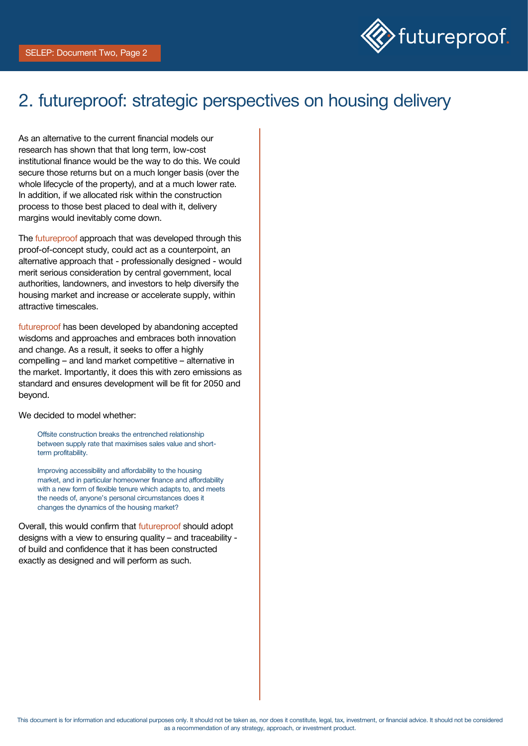# 2. futureproof: strategic perspectives on housing delivery

As an alternative to the current financial models our research has shown that that long term, low-cost institutional finance would be the way to do this. We could secure those returns but on a much longer basis (over the whole lifecycle of the property), and at a much lower rate. In addition, if we allocated risk within the construction process to those best placed to deal with it, delivery margins would inevitably come down.

The futureproof approach that was developed through this proof-of-concept study, could act as a counterpoint, an alternative approach that - professionally designed - would merit serious consideration by central government, local authorities, landowners, and investors to help diversify the housing market and increase or accelerate supply, within attractive timescales.

futureproof has been developed by abandoning accepted wisdoms and approaches and embraces both innovation and change. As a result, it seeks to offer a highly compelling – and land market competitive – alternative in the market. Importantly, it does this with zero emissions as standard and ensures development will be fit for 2050 and beyond.

We decided to model whether:

> Offsite construction breaks the entrenched relationship between supply rate that maximises sales value and short-term profitability.
>
> Improving accessibility and affordability to the housing market, and in particular homeowner finance and affordability with a new form of flexible tenure which adapts to, and meets the needs of, anyone's personal circumstances does it changes the dynamics of the housing market?

Overall, this would confirm that futureproof should adopt designs with a view to ensuring quality – and traceability - of build and confidence that it has been constructed exactly as designed and will perform as such.

This document is for information and educational purposes only. It should not be taken as, nor does it constitute, legal, tax, investment, or financial advice. It should not be considered as a recommendation of any strategy, approach, or investment product.